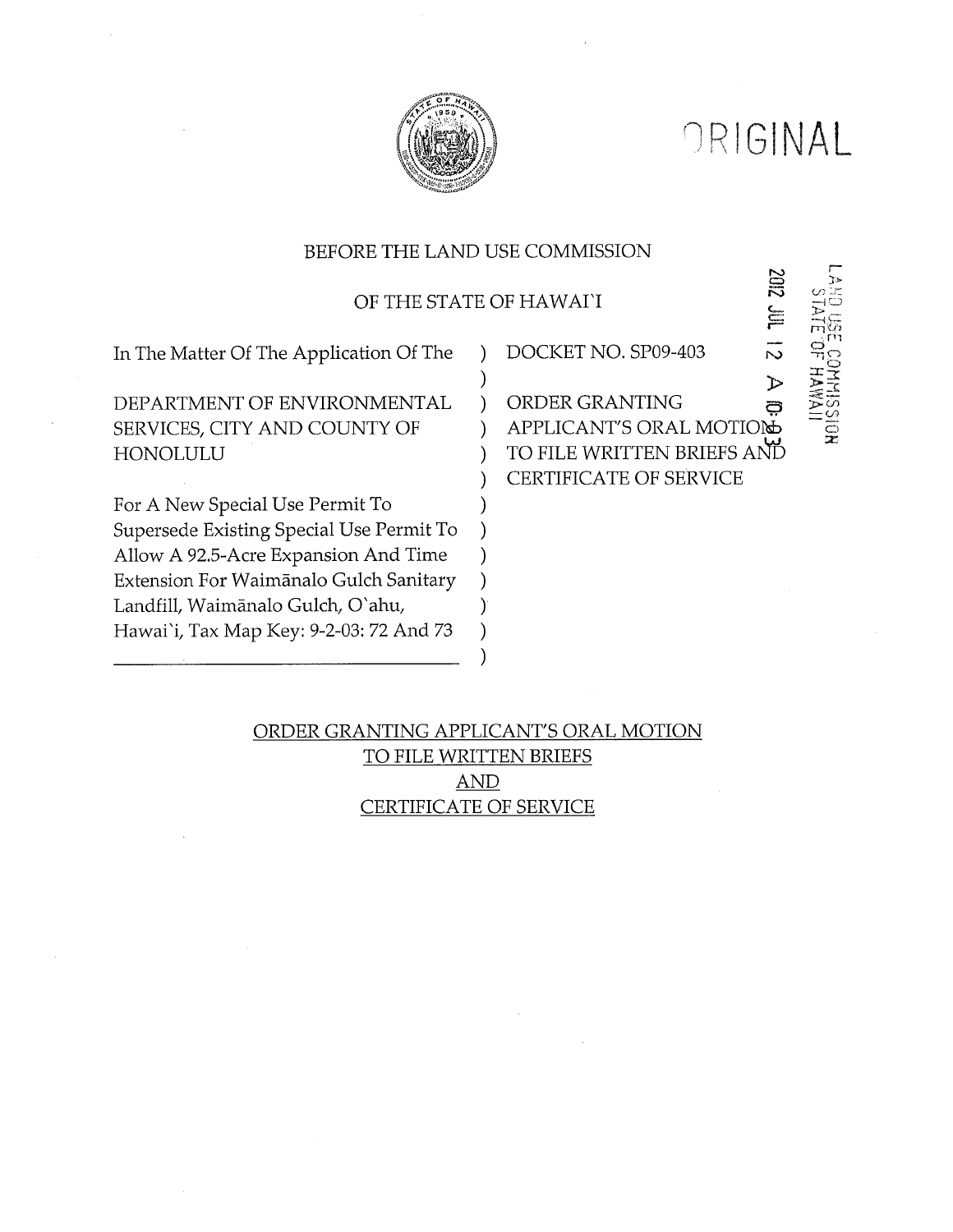ORIGINAL

BEFORE THE LAND USE COMMISSION

OF THE STATE OF HAWAI'I

2012 JUL 12 A 10:03

LAND USE COMMISSION
STATE OF HAWAII

| | | |
|---|---|---|
| In The Matter Of The Application Of The | ) | DOCKET NO. SP09-403 |
| | ) | |
| DEPARTMENT OF ENVIRONMENTAL SERVICES, CITY AND COUNTY OF HONOLULU | ) | ORDER GRANTING APPLICANT'S ORAL MOTION TO FILE WRITTEN BRIEFS AND CERTIFICATE OF SERVICE |
| | ) | |
| For A New Special Use Permit To Supersede Existing Special Use Permit To Allow A 92.5-Acre Expansion And Time Extension For Waimānalo Gulch Sanitary Landfill, Waimānalo Gulch, O'ahu, Hawai'i, Tax Map Key: 9-2-03: 72 And 73 | ) | |

ORDER GRANTING APPLICANT'S ORAL MOTION
TO FILE WRITTEN BRIEFS
AND
CERTIFICATE OF SERVICE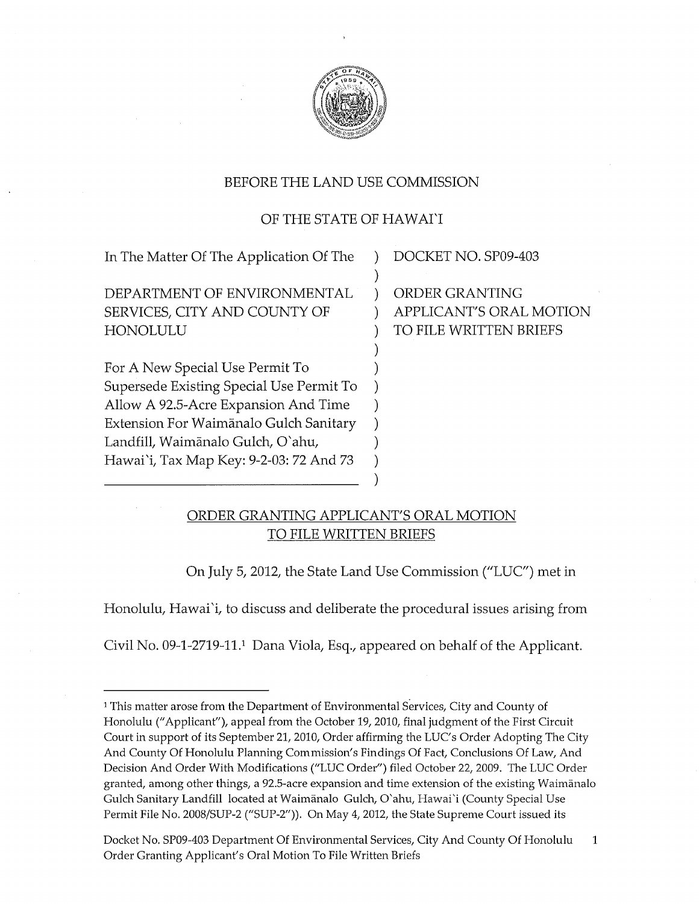BEFORE THE LAND USE COMMISSION

OF THE STATE OF HAWAI`I

| In The Matter Of The Application Of The | DOCKET NO. SP09-403 |
|---|---|
| DEPARTMENT OF ENVIRONMENTAL SERVICES, CITY AND COUNTY OF HONOLULU | ORDER GRANTING APPLICANT'S ORAL MOTION TO FILE WRITTEN BRIEFS |
| For A New Special Use Permit To Supersede Existing Special Use Permit To Allow A 92.5-Acre Expansion And Time Extension For Waimānalo Gulch Sanitary Landfill, Waimānalo Gulch, O`ahu, Hawai`i, Tax Map Key: 9-2-03: 72 And 73 | |

## ORDER GRANTING APPLICANT'S ORAL MOTION TO FILE WRITTEN BRIEFS

On July 5, 2012, the State Land Use Commission ("LUC") met in Honolulu, Hawai`i, to discuss and deliberate the procedural issues arising from Civil No. 09-1-2719-11.[1] Dana Viola, Esq., appeared on behalf of the Applicant.

[1] This matter arose from the Department of Environmental Services, City and County of Honolulu ("Applicant"), appeal from the October 19, 2010, final judgment of the First Circuit Court in support of its September 21, 2010, Order affirming the LUC's Order Adopting The City And County Of Honolulu Planning Commission's Findings Of Fact, Conclusions Of Law, And Decision And Order With Modifications ("LUC Order") filed October 22, 2009. The LUC Order granted, among other things, a 92.5-acre expansion and time extension of the existing Waimānalo Gulch Sanitary Landfill located at Waimānalo Gulch, O`ahu, Hawai`i (County Special Use Permit File No. 2008/SUP-2 ("SUP-2")). On May 4, 2012, the State Supreme Court issued its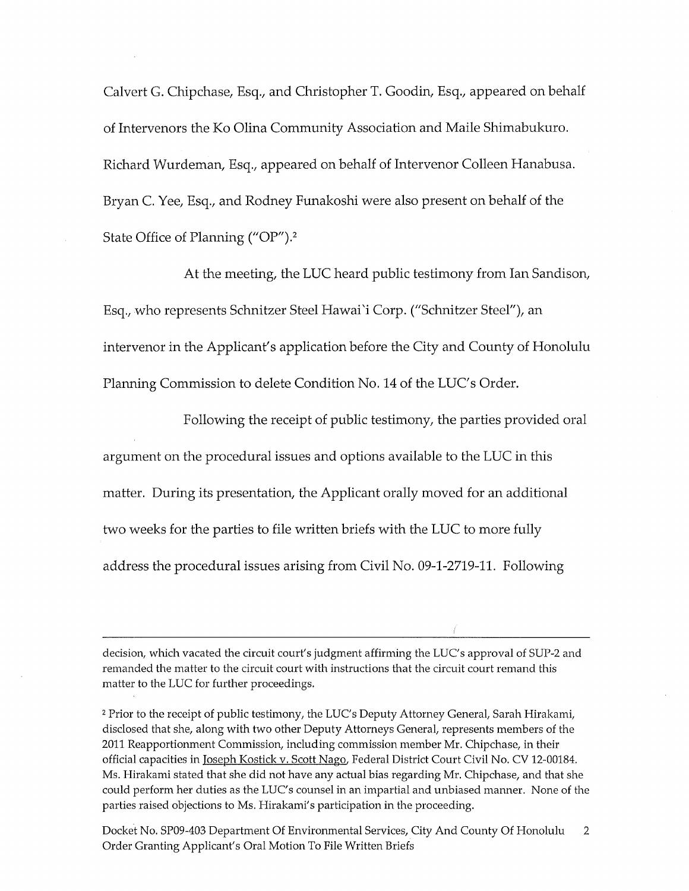Calvert G. Chipchase, Esq., and Christopher T. Goodin, Esq., appeared on behalf of Intervenors the Ko Olina Community Association and Maile Shimabukuro. Richard Wurdeman, Esq., appeared on behalf of Intervenor Colleen Hanabusa. Bryan C. Yee, Esq., and Rodney Funakoshi were also present on behalf of the State Office of Planning ("OP").[2]

At the meeting, the LUC heard public testimony from Ian Sandison, Esq., who represents Schnitzer Steel Hawai`i Corp. ("Schnitzer Steel"), an intervenor in the Applicant's application before the City and County of Honolulu Planning Commission to delete Condition No. 14 of the LUC's Order.

Following the receipt of public testimony, the parties provided oral argument on the procedural issues and options available to the LUC in this matter. During its presentation, the Applicant orally moved for an additional two weeks for the parties to file written briefs with the LUC to more fully address the procedural issues arising from Civil No. 09-1-2719-11. Following

---

decision, which vacated the circuit court's judgment affirming the LUC's approval of SUP-2 and remanded the matter to the circuit court with instructions that the circuit court remand this matter to the LUC for further proceedings.

[2] Prior to the receipt of public testimony, the LUC's Deputy Attorney General, Sarah Hirakami, disclosed that she, along with two other Deputy Attorneys General, represents members of the 2011 Reapportionment Commission, including commission member Mr. Chipchase, in their official capacities in Joseph Kostick v. Scott Nago, Federal District Court Civil No. CV 12-00184. Ms. Hirakami stated that she did not have any actual bias regarding Mr. Chipchase, and that she could perform her duties as the LUC's counsel in an impartial and unbiased manner. None of the parties raised objections to Ms. Hirakami's participation in the proceeding.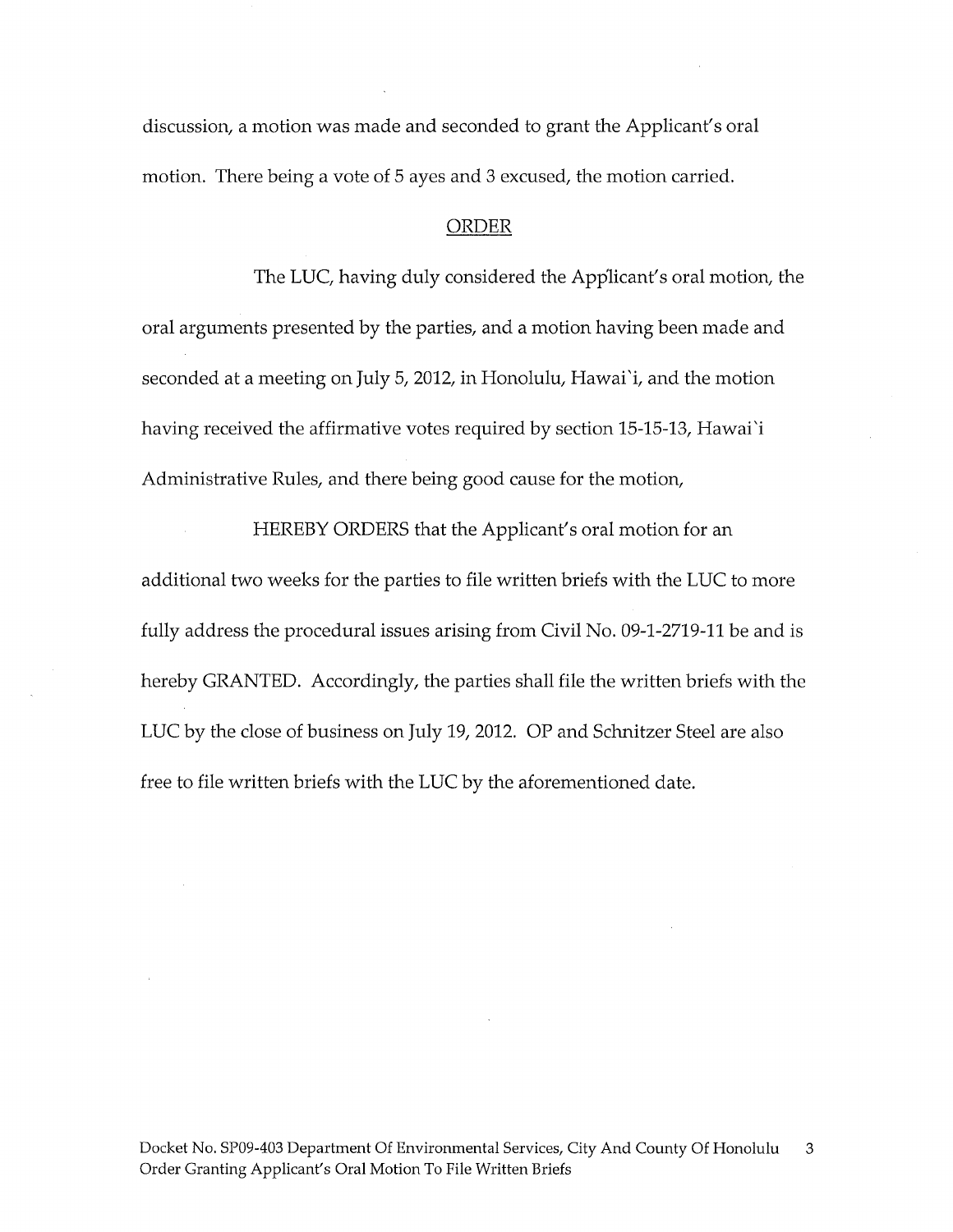discussion, a motion was made and seconded to grant the Applicant's oral motion. There being a vote of 5 ayes and 3 excused, the motion carried.

## ORDER

The LUC, having duly considered the Applicant's oral motion, the oral arguments presented by the parties, and a motion having been made and seconded at a meeting on July 5, 2012, in Honolulu, Hawai`i, and the motion having received the affirmative votes required by section 15-15-13, Hawai`i Administrative Rules, and there being good cause for the motion,

HEREBY ORDERS that the Applicant's oral motion for an additional two weeks for the parties to file written briefs with the LUC to more fully address the procedural issues arising from Civil No. 09-1-2719-11 be and is hereby GRANTED. Accordingly, the parties shall file the written briefs with the LUC by the close of business on July 19, 2012. OP and Schnitzer Steel are also free to file written briefs with the LUC by the aforementioned date.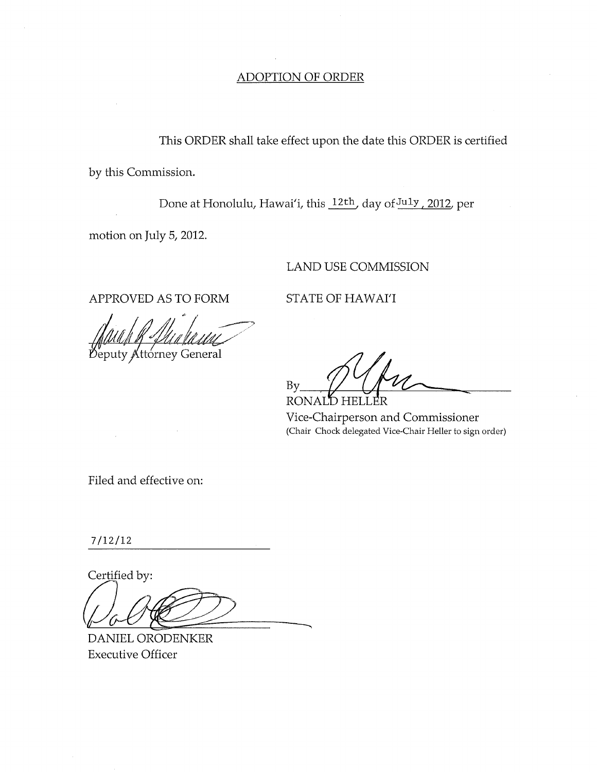## ADOPTION OF ORDER

This ORDER shall take effect upon the date this ORDER is certified by this Commission.

Done at Honolulu, Hawai'i, this 12th, day of July, 2012, per motion on July 5, 2012.

LAND USE COMMISSION

STATE OF HAWAI'I

APPROVED AS TO FORM

Deputy Attorney General

By

RONALD HELLER
Vice-Chairperson and Commissioner
(Chair Chock delegated Vice-Chair Heller to sign order)

Filed and effective on:

7/12/12

Certified by:

DANIEL ORODENKER
Executive Officer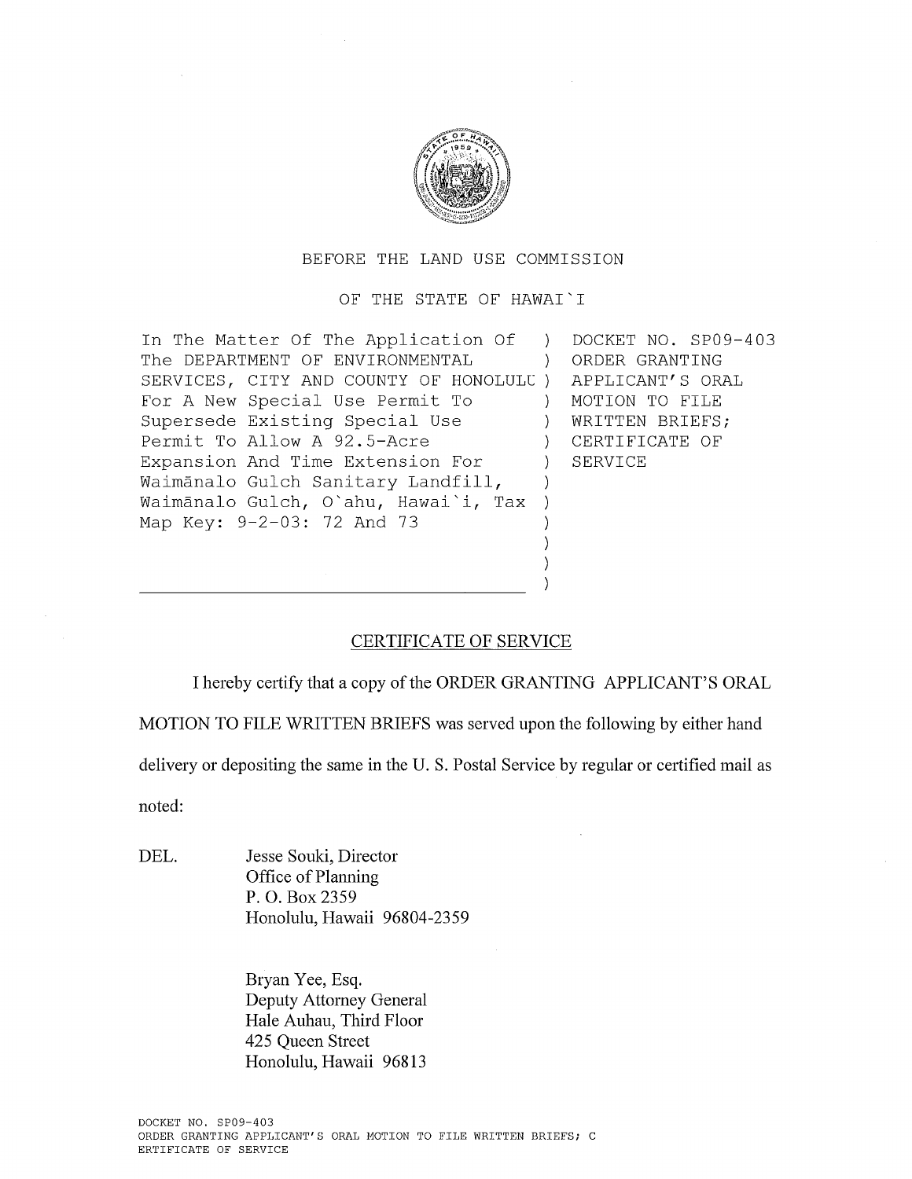BEFORE THE LAND USE COMMISSION

OF THE STATE OF HAWAI`I

| | |
|---|---|
| In The Matter Of The Application Of The DEPARTMENT OF ENVIRONMENTAL SERVICES, CITY AND COUNTY OF HONOLULU For A New Special Use Permit To Supersede Existing Special Use Permit To Allow A 92.5-Acre Expansion And Time Extension For Waimānalo Gulch Sanitary Landfill, Waimānalo Gulch, O`ahu, Hawai`i, Tax Map Key: 9-2-03: 72 And 73 | DOCKET NO. SP09-403<br>ORDER GRANTING APPLICANT'S ORAL MOTION TO FILE WRITTEN BRIEFS; CERTIFICATE OF SERVICE |

## CERTIFICATE OF SERVICE

I hereby certify that a copy of the ORDER GRANTING APPLICANT'S ORAL MOTION TO FILE WRITTEN BRIEFS was served upon the following by either hand delivery or depositing the same in the U. S. Postal Service by regular or certified mail as noted:

DEL. Jesse Souki, Director
Office of Planning
P. O. Box 2359
Honolulu, Hawaii 96804-2359

Bryan Yee, Esq.
Deputy Attorney General
Hale Auhau, Third Floor
425 Queen Street
Honolulu, Hawaii 96813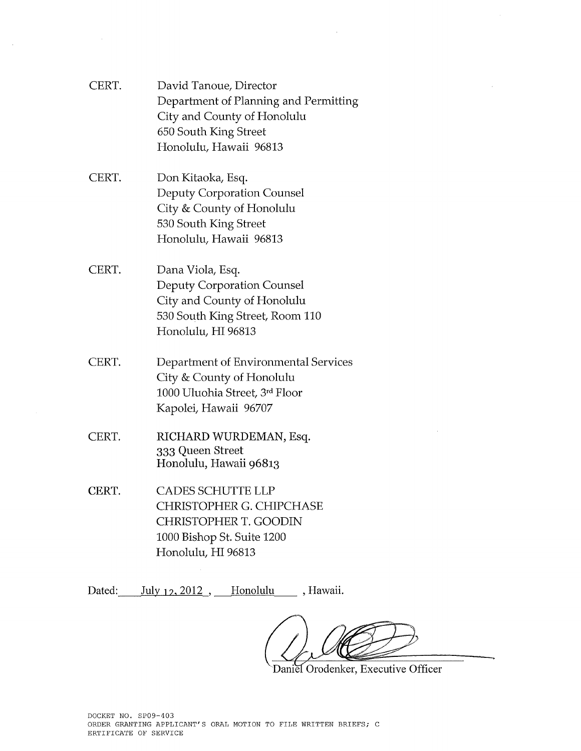CERT. David Tanoue, Director
Department of Planning and Permitting
City and County of Honolulu
650 South King Street
Honolulu, Hawaii 96813

CERT. Don Kitaoka, Esq.
Deputy Corporation Counsel
City & County of Honolulu
530 South King Street
Honolulu, Hawaii 96813

CERT. Dana Viola, Esq.
Deputy Corporation Counsel
City and County of Honolulu
530 South King Street, Room 110
Honolulu, HI 96813

CERT. Department of Environmental Services
City & County of Honolulu
1000 Uluohia Street, 3rd Floor
Kapolei, Hawaii 96707

CERT. RICHARD WURDEMAN, Esq.
333 Queen Street
Honolulu, Hawaii 96813

CERT. CADES SCHUTTE LLP
CHRISTOPHER G. CHIPCHASE
CHRISTOPHER T. GOODIN
1000 Bishop St. Suite 1200
Honolulu, HI 96813

Dated: July 12, 2012, Honolulu, Hawaii.

Daniel Orodenker, Executive Officer

DOCKET NO. SP09-403
ORDER GRANTING APPLICANT'S ORAL MOTION TO FILE WRITTEN BRIEFS; C
ERTIFICATE OF SERVICE